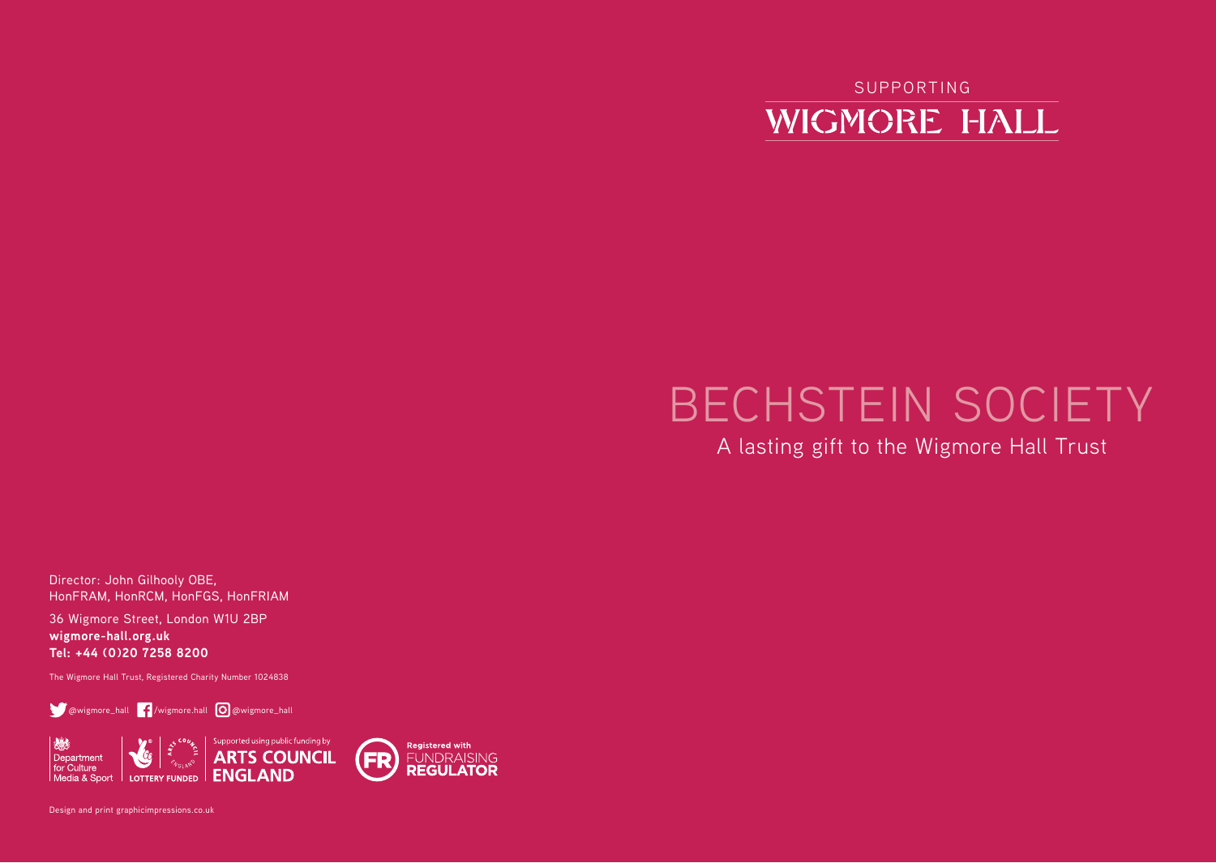SUPPORTING

# WIGMORE HALL

# BECHSTEIN SOCIETY

## A lasting gift to the Wigmore Hall Trust

Director: John Gilhooly OBE,
HonFRAM, HonRCM, HonFGS, HonFRIAM

36 Wigmore Street, London W1U 2BP
**wigmore-hall.org.uk**
**Tel: +44 (0)20 7258 8200**

The Wigmore Hall Trust, Registered Charity Number 1024838

@wigmore_hall /wigmore.hall @wigmore_hall

Department for Culture Media & Sport

LOTTERY FUNDED

Supported using public funding by ARTS COUNCIL ENGLAND

Registered with FUNDRAISING REGULATOR

Design and print graphicimpressions.co.uk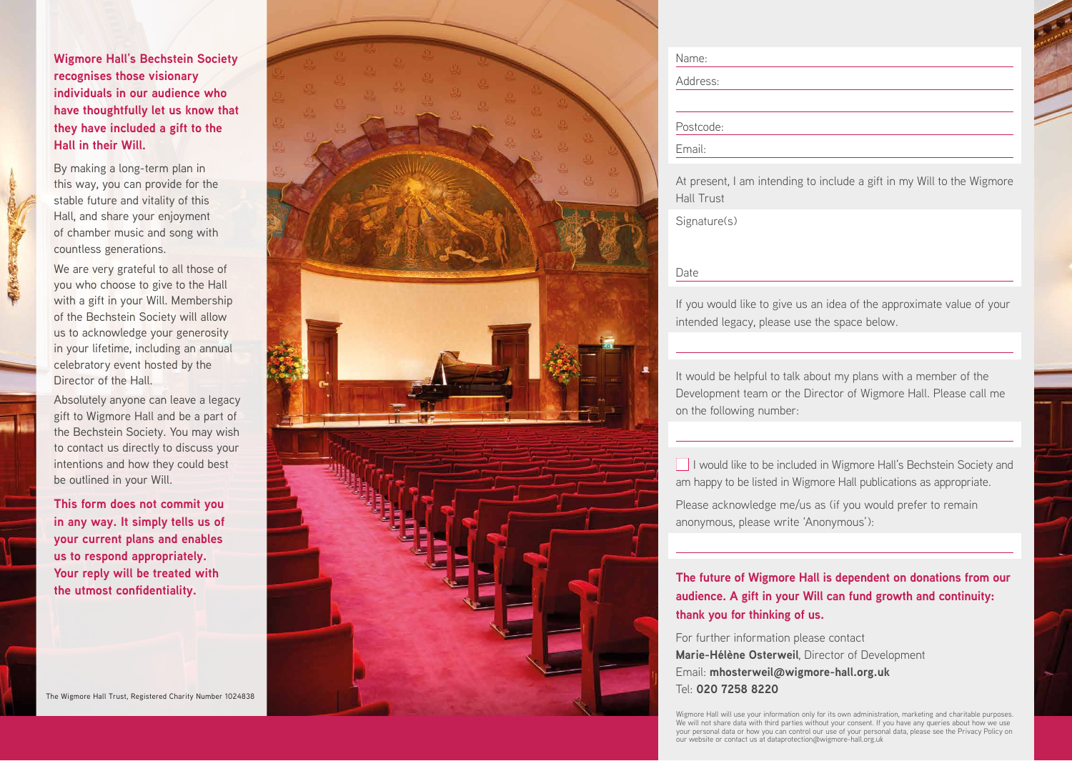**Wigmore Hall's Bechstein Society recognises those visionary individuals in our audience who have thoughtfully let us know that they have included a gift to the Hall in their Will.**

By making a long-term plan in this way, you can provide for the stable future and vitality of this Hall, and share your enjoyment of chamber music and song with countless generations.

We are very grateful to all those of you who choose to give to the Hall with a gift in your Will. Membership of the Bechstein Society will allow us to acknowledge your generosity in your lifetime, including an annual celebratory event hosted by the Director of the Hall.

Absolutely anyone can leave a legacy gift to Wigmore Hall and be a part of the Bechstein Society. You may wish to contact us directly to discuss your intentions and how they could best be outlined in your Will.

**This form does not commit you in any way. It simply tells us of your current plans and enables us to respond appropriately. Your reply will be treated with the utmost confidentiality.**

The Wigmore Hall Trust, Registered Charity Number 1024838

Name:

Address:

Postcode:

Email:

At present, I am intending to include a gift in my Will to the Wigmore Hall Trust

Signature(s)

Date

If you would like to give us an idea of the approximate value of your intended legacy, please use the space below.

It would be helpful to talk about my plans with a member of the Development team or the Director of Wigmore Hall. Please call me on the following number:

☐ I would like to be included in Wigmore Hall's Bechstein Society and am happy to be listed in Wigmore Hall publications as appropriate.

Please acknowledge me/us as (if you would prefer to remain anonymous, please write 'Anonymous'):

**The future of Wigmore Hall is dependent on donations from our audience. A gift in your Will can fund growth and continuity: thank you for thinking of us.**

For further information please contact
**Marie-Hélène Osterweil**, Director of Development
Email: **mhosterweil@wigmore-hall.org.uk**
Tel: **020 7258 8220**

Wigmore Hall will use your information only for its own administration, marketing and charitable purposes. We will not share data with third parties without your consent. If you have any queries about how we use your personal data or how you can control our use of your personal data, please see the Privacy Policy on our website or contact us at dataprotection@wigmore-hall.org.uk